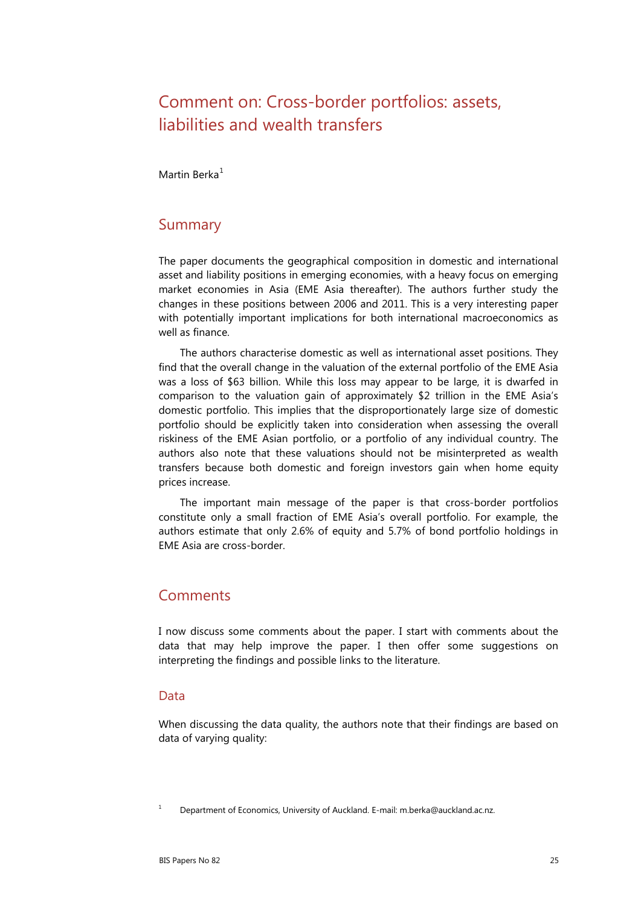# Comment on: Cross-border portfolios: assets, liabilities and wealth transfers

Martin Berka[1]

## Summary

The paper documents the geographical composition in domestic and international asset and liability positions in emerging economies, with a heavy focus on emerging market economies in Asia (EME Asia thereafter). The authors further study the changes in these positions between 2006 and 2011. This is a very interesting paper with potentially important implications for both international macroeconomics as well as finance.

The authors characterise domestic as well as international asset positions. They find that the overall change in the valuation of the external portfolio of the EME Asia was a loss of $63 billion. While this loss may appear to be large, it is dwarfed in comparison to the valuation gain of approximately $2 trillion in the EME Asia's domestic portfolio. This implies that the disproportionately large size of domestic portfolio should be explicitly taken into consideration when assessing the overall riskiness of the EME Asian portfolio, or a portfolio of any individual country. The authors also note that these valuations should not be misinterpreted as wealth transfers because both domestic and foreign investors gain when home equity prices increase.

The important main message of the paper is that cross-border portfolios constitute only a small fraction of EME Asia's overall portfolio. For example, the authors estimate that only 2.6% of equity and 5.7% of bond portfolio holdings in EME Asia are cross-border.

## Comments

I now discuss some comments about the paper. I start with comments about the data that may help improve the paper. I then offer some suggestions on interpreting the findings and possible links to the literature.

### Data

When discussing the data quality, the authors note that their findings are based on data of varying quality:

[1] Department of Economics, University of Auckland. E-mail: m.berka@auckland.ac.nz.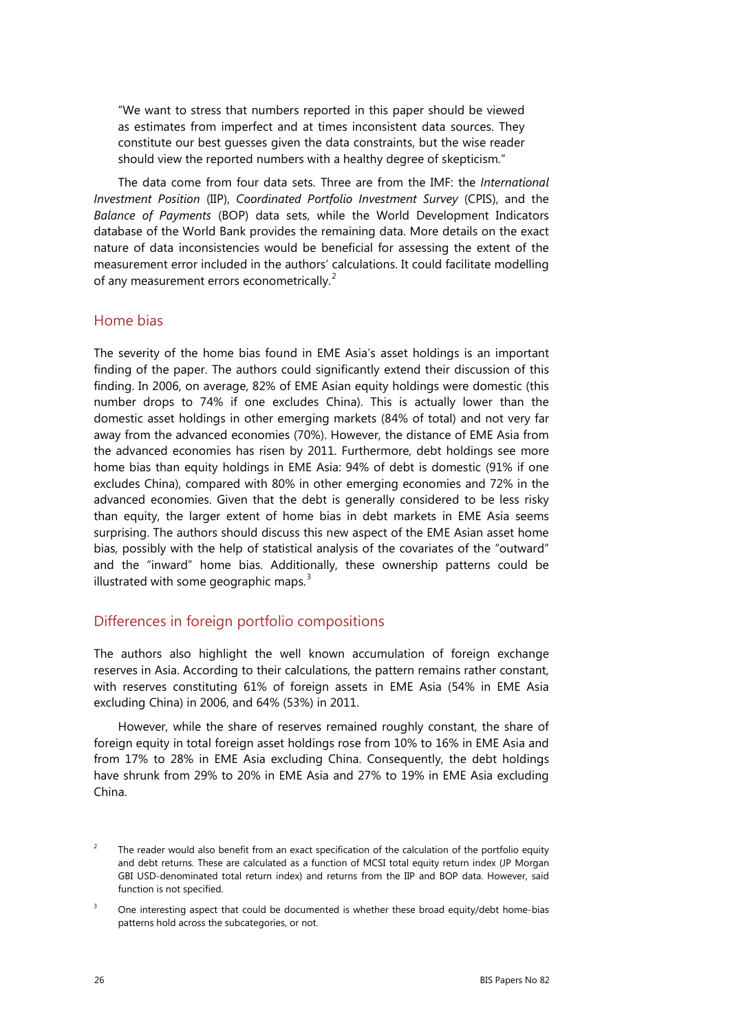"We want to stress that numbers reported in this paper should be viewed as estimates from imperfect and at times inconsistent data sources. They constitute our best guesses given the data constraints, but the wise reader should view the reported numbers with a healthy degree of skepticism."

The data come from four data sets. Three are from the IMF: the *International Investment Position* (IIP), *Coordinated Portfolio Investment Survey* (CPIS), and the *Balance of Payments* (BOP) data sets, while the World Development Indicators database of the World Bank provides the remaining data. More details on the exact nature of data inconsistencies would be beneficial for assessing the extent of the measurement error included in the authors' calculations. It could facilitate modelling of any measurement errors econometrically.[2]

## Home bias

The severity of the home bias found in EME Asia's asset holdings is an important finding of the paper. The authors could significantly extend their discussion of this finding. In 2006, on average, 82% of EME Asian equity holdings were domestic (this number drops to 74% if one excludes China). This is actually lower than the domestic asset holdings in other emerging markets (84% of total) and not very far away from the advanced economies (70%). However, the distance of EME Asia from the advanced economies has risen by 2011. Furthermore, debt holdings see more home bias than equity holdings in EME Asia: 94% of debt is domestic (91% if one excludes China), compared with 80% in other emerging economies and 72% in the advanced economies. Given that the debt is generally considered to be less risky than equity, the larger extent of home bias in debt markets in EME Asia seems surprising. The authors should discuss this new aspect of the EME Asian asset home bias, possibly with the help of statistical analysis of the covariates of the "outward" and the "inward" home bias. Additionally, these ownership patterns could be illustrated with some geographic maps.[3]

## Differences in foreign portfolio compositions

The authors also highlight the well known accumulation of foreign exchange reserves in Asia. According to their calculations, the pattern remains rather constant, with reserves constituting 61% of foreign assets in EME Asia (54% in EME Asia excluding China) in 2006, and 64% (53%) in 2011.

However, while the share of reserves remained roughly constant, the share of foreign equity in total foreign asset holdings rose from 10% to 16% in EME Asia and from 17% to 28% in EME Asia excluding China. Consequently, the debt holdings have shrunk from 29% to 20% in EME Asia and 27% to 19% in EME Asia excluding China.

---

[2] The reader would also benefit from an exact specification of the calculation of the portfolio equity and debt returns. These are calculated as a function of MCSI total equity return index (JP Morgan GBI USD-denominated total return index) and returns from the IIP and BOP data. However, said function is not specified.

[3] One interesting aspect that could be documented is whether these broad equity/debt home-bias patterns hold across the subcategories, or not.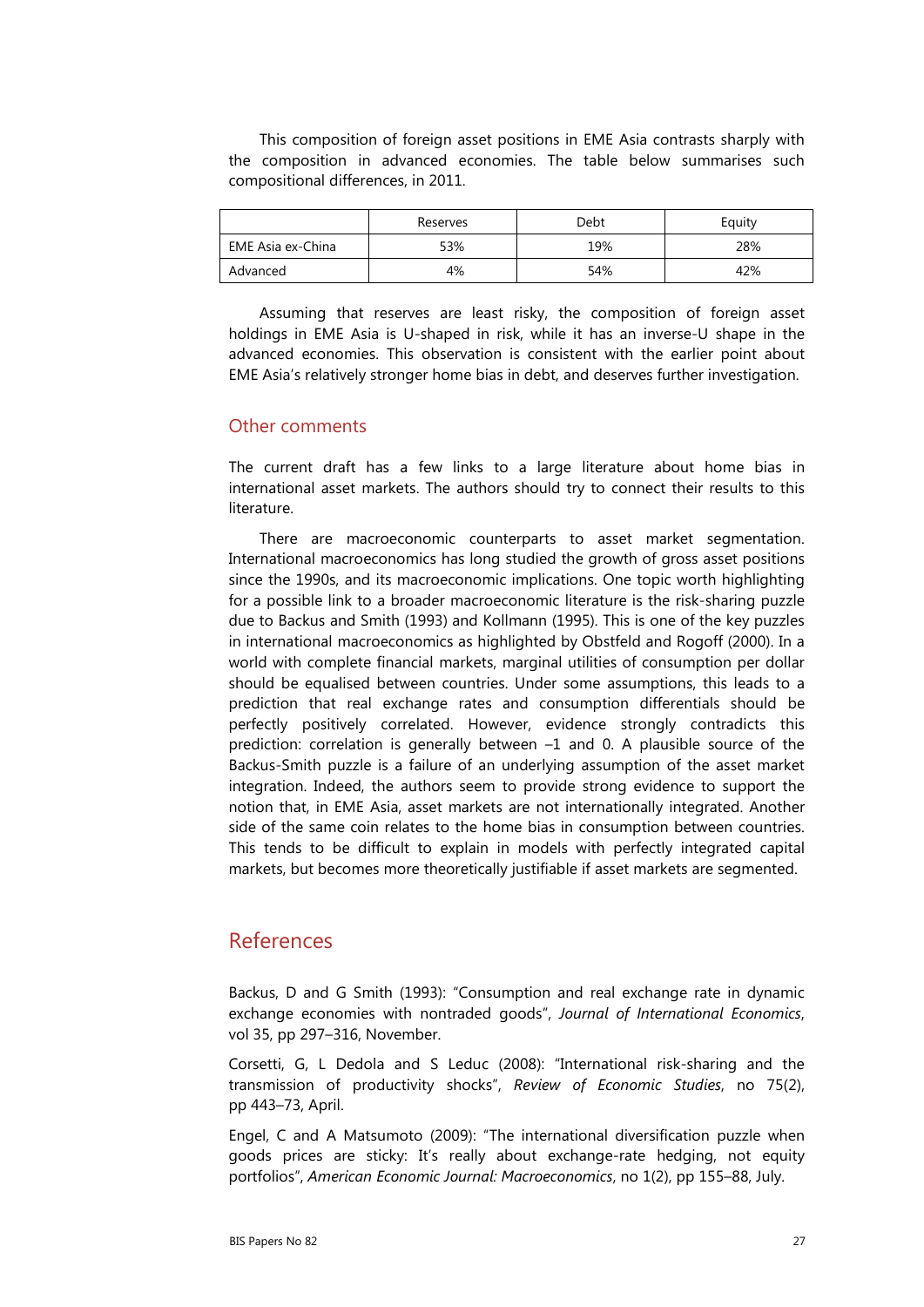This composition of foreign asset positions in EME Asia contrasts sharply with the composition in advanced economies. The table below summarises such compositional differences, in 2011.

| | Reserves | Debt | Equity |
|---|---|---|---|
| EME Asia ex-China | 53% | 19% | 28% |
| Advanced | 4% | 54% | 42% |

Assuming that reserves are least risky, the composition of foreign asset holdings in EME Asia is U-shaped in risk, while it has an inverse-U shape in the advanced economies. This observation is consistent with the earlier point about EME Asia's relatively stronger home bias in debt, and deserves further investigation.

## Other comments

The current draft has a few links to a large literature about home bias in international asset markets. The authors should try to connect their results to this literature.

There are macroeconomic counterparts to asset market segmentation. International macroeconomics has long studied the growth of gross asset positions since the 1990s, and its macroeconomic implications. One topic worth highlighting for a possible link to a broader macroeconomic literature is the risk-sharing puzzle due to Backus and Smith (1993) and Kollmann (1995). This is one of the key puzzles in international macroeconomics as highlighted by Obstfeld and Rogoff (2000). In a world with complete financial markets, marginal utilities of consumption per dollar should be equalised between countries. Under some assumptions, this leads to a prediction that real exchange rates and consumption differentials should be perfectly positively correlated. However, evidence strongly contradicts this prediction: correlation is generally between –1 and 0. A plausible source of the Backus-Smith puzzle is a failure of an underlying assumption of the asset market integration. Indeed, the authors seem to provide strong evidence to support the notion that, in EME Asia, asset markets are not internationally integrated. Another side of the same coin relates to the home bias in consumption between countries. This tends to be difficult to explain in models with perfectly integrated capital markets, but becomes more theoretically justifiable if asset markets are segmented.

# References

Backus, D and G Smith (1993): "Consumption and real exchange rate in dynamic exchange economies with nontraded goods", *Journal of International Economics*, vol 35, pp 297–316, November.

Corsetti, G, L Dedola and S Leduc (2008): "International risk-sharing and the transmission of productivity shocks", *Review of Economic Studies*, no 75(2), pp 443–73, April.

Engel, C and A Matsumoto (2009): "The international diversification puzzle when goods prices are sticky: It's really about exchange-rate hedging, not equity portfolios", *American Economic Journal: Macroeconomics*, no 1(2), pp 155–88, July.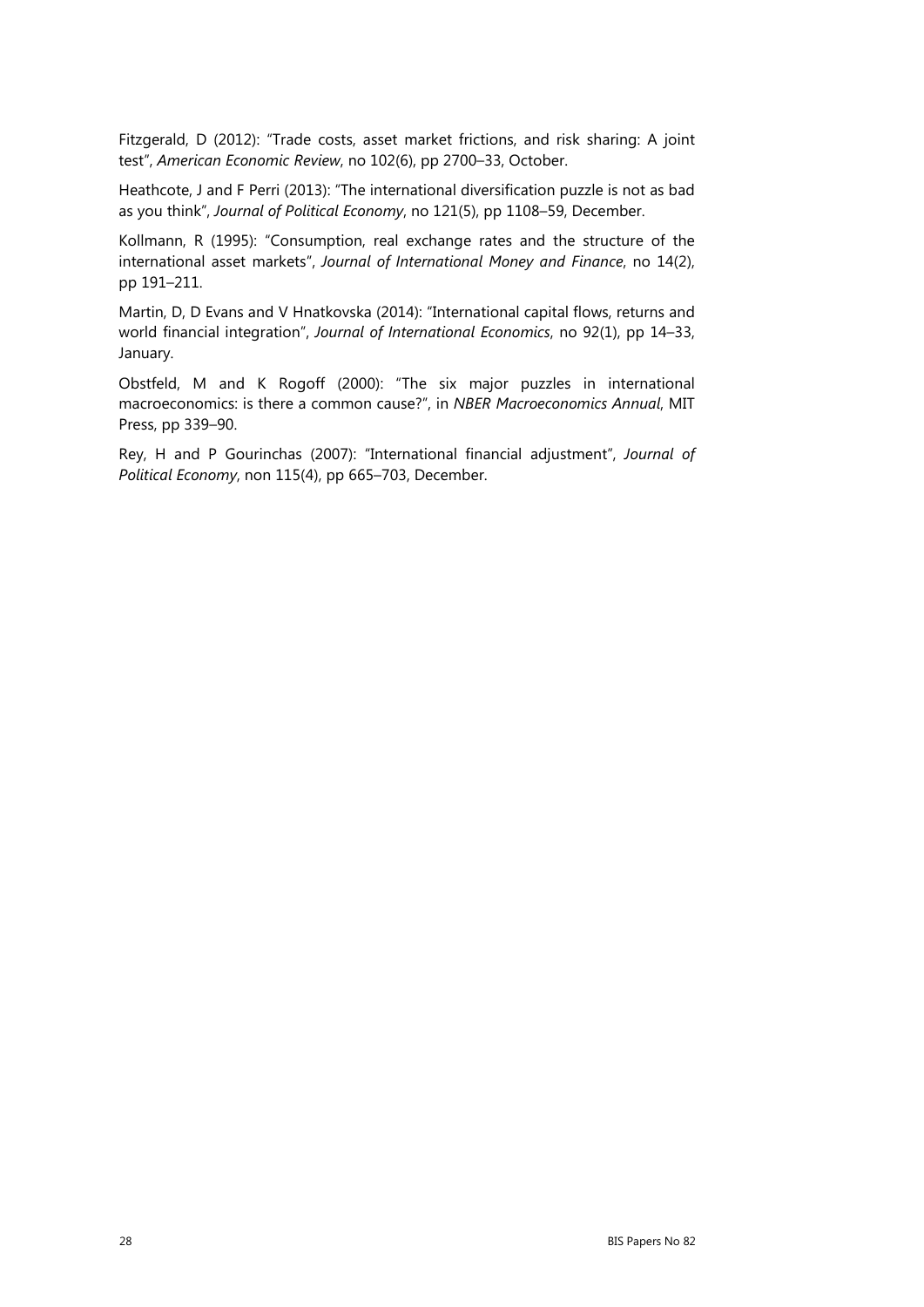Fitzgerald, D (2012): "Trade costs, asset market frictions, and risk sharing: A joint test", *American Economic Review*, no 102(6), pp 2700–33, October.

Heathcote, J and F Perri (2013): "The international diversification puzzle is not as bad as you think", *Journal of Political Economy*, no 121(5), pp 1108–59, December.

Kollmann, R (1995): "Consumption, real exchange rates and the structure of the international asset markets", *Journal of International Money and Finance*, no 14(2), pp 191–211.

Martin, D, D Evans and V Hnatkovska (2014): "International capital flows, returns and world financial integration", *Journal of International Economics*, no 92(1), pp 14–33, January.

Obstfeld, M and K Rogoff (2000): "The six major puzzles in international macroeconomics: is there a common cause?", in *NBER Macroeconomics Annual*, MIT Press, pp 339–90.

Rey, H and P Gourinchas (2007): "International financial adjustment", *Journal of Political Economy*, non 115(4), pp 665–703, December.